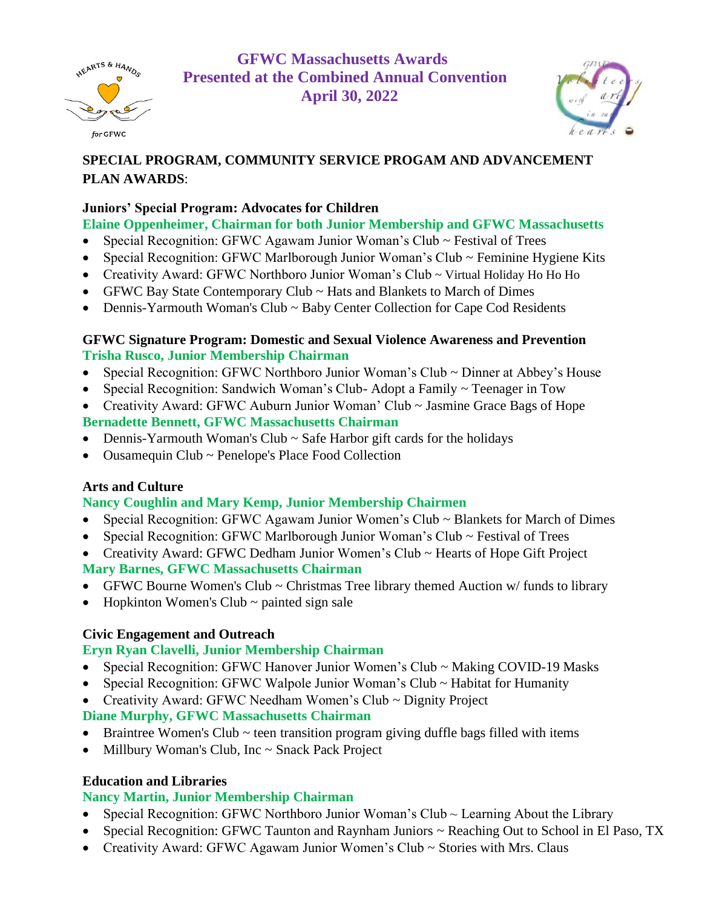# GFWC Massachusetts Awards
## Presented at the Combined Annual Convention
## April 30, 2022

**SPECIAL PROGRAM, COMMUNITY SERVICE PROGAM AND ADVANCEMENT PLAN AWARDS**:

### Juniors' Special Program: Advocates for Children

**Elaine Oppenheimer, Chairman for both Junior Membership and GFWC Massachusetts**

- Special Recognition: GFWC Agawam Junior Woman's Club ~ Festival of Trees
- Special Recognition: GFWC Marlborough Junior Woman's Club ~ Feminine Hygiene Kits
- Creativity Award: GFWC Northboro Junior Woman's Club ~ Virtual Holiday Ho Ho Ho
- GFWC Bay State Contemporary Club ~ Hats and Blankets to March of Dimes
- Dennis-Yarmouth Woman's Club ~ Baby Center Collection for Cape Cod Residents

### GFWC Signature Program: Domestic and Sexual Violence Awareness and Prevention

**Trisha Rusco, Junior Membership Chairman**

- Special Recognition: GFWC Northboro Junior Woman's Club ~ Dinner at Abbey's House
- Special Recognition: Sandwich Woman's Club- Adopt a Family ~ Teenager in Tow
- Creativity Award: GFWC Auburn Junior Woman' Club ~ Jasmine Grace Bags of Hope

**Bernadette Bennett, GFWC Massachusetts Chairman**

- Dennis-Yarmouth Woman's Club ~ Safe Harbor gift cards for the holidays
- Ousamequin Club ~ Penelope's Place Food Collection

### Arts and Culture

**Nancy Coughlin and Mary Kemp, Junior Membership Chairmen**

- Special Recognition: GFWC Agawam Junior Women's Club ~ Blankets for March of Dimes
- Special Recognition: GFWC Marlborough Junior Woman's Club ~ Festival of Trees
- Creativity Award: GFWC Dedham Junior Women's Club ~ Hearts of Hope Gift Project

**Mary Barnes, GFWC Massachusetts Chairman**

- GFWC Bourne Women's Club ~ Christmas Tree library themed Auction w/ funds to library
- Hopkinton Women's Club ~ painted sign sale

### Civic Engagement and Outreach

**Eryn Ryan Clavelli, Junior Membership Chairman**

- Special Recognition: GFWC Hanover Junior Women's Club ~ Making COVID-19 Masks
- Special Recognition: GFWC Walpole Junior Woman's Club ~ Habitat for Humanity
- Creativity Award: GFWC Needham Women's Club ~ Dignity Project

**Diane Murphy, GFWC Massachusetts Chairman**

- Braintree Women's Club ~ teen transition program giving duffle bags filled with items
- Millbury Woman's Club, Inc ~ Snack Pack Project

### Education and Libraries

**Nancy Martin, Junior Membership Chairman**

- Special Recognition: GFWC Northboro Junior Woman's Club ~ Learning About the Library
- Special Recognition: GFWC Taunton and Raynham Juniors ~ Reaching Out to School in El Paso, TX
- Creativity Award: GFWC Agawam Junior Women's Club ~ Stories with Mrs. Claus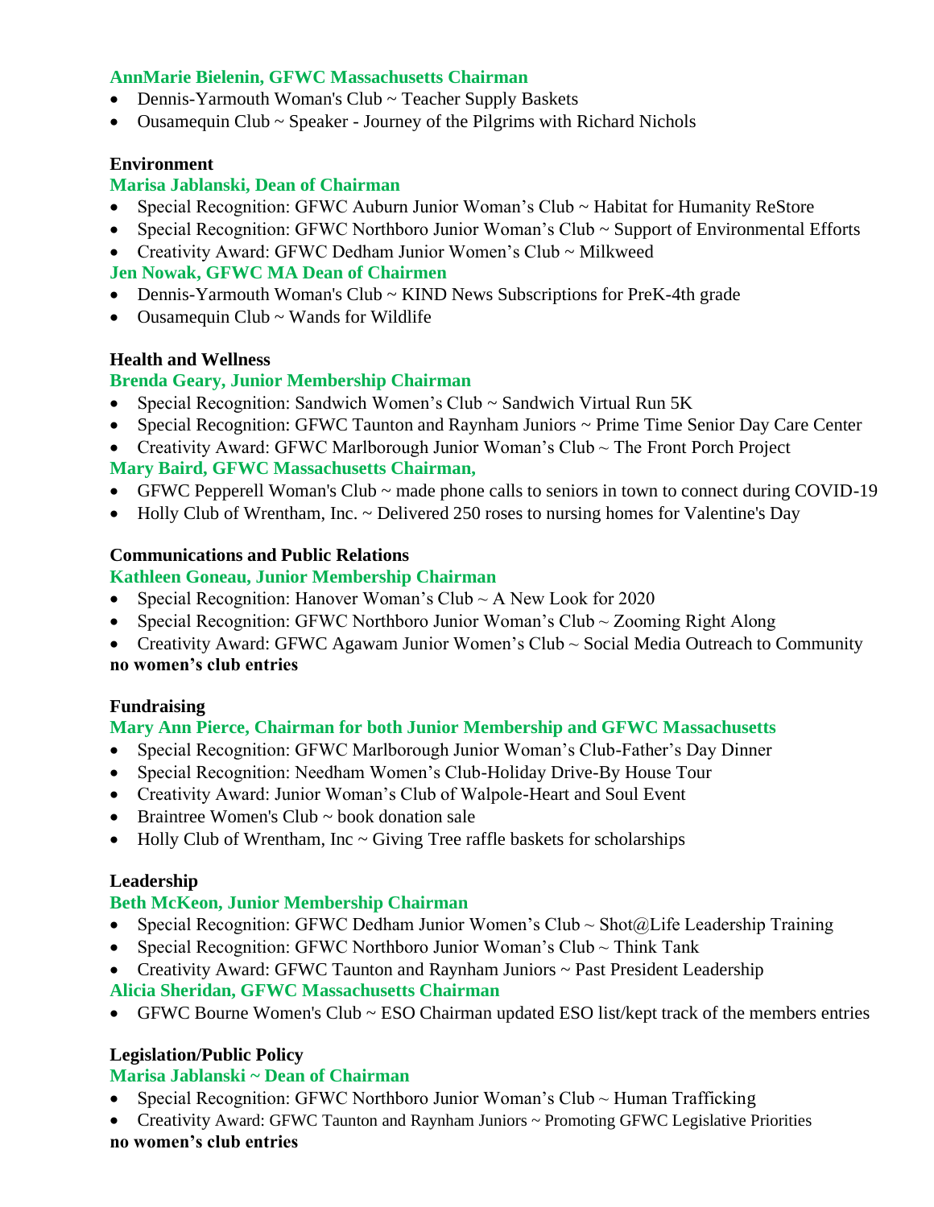**AnnMarie Bielenin, GFWC Massachusetts Chairman**

- Dennis-Yarmouth Woman's Club ~ Teacher Supply Baskets
- Ousamequin Club ~ Speaker - Journey of the Pilgrims with Richard Nichols

**Environment**

**Marisa Jablanski, Dean of Chairman**

- Special Recognition: GFWC Auburn Junior Woman's Club ~ Habitat for Humanity ReStore
- Special Recognition: GFWC Northboro Junior Woman's Club ~ Support of Environmental Efforts
- Creativity Award: GFWC Dedham Junior Women's Club ~ Milkweed

**Jen Nowak, GFWC MA Dean of Chairmen**

- Dennis-Yarmouth Woman's Club ~ KIND News Subscriptions for PreK-4th grade
- Ousamequin Club ~ Wands for Wildlife

**Health and Wellness**

**Brenda Geary, Junior Membership Chairman**

- Special Recognition: Sandwich Women's Club ~ Sandwich Virtual Run 5K
- Special Recognition: GFWC Taunton and Raynham Juniors ~ Prime Time Senior Day Care Center
- Creativity Award: GFWC Marlborough Junior Woman's Club ~ The Front Porch Project

**Mary Baird, GFWC Massachusetts Chairman,**

- GFWC Pepperell Woman's Club ~ made phone calls to seniors in town to connect during COVID-19
- Holly Club of Wrentham, Inc. ~ Delivered 250 roses to nursing homes for Valentine's Day

**Communications and Public Relations**

**Kathleen Goneau, Junior Membership Chairman**

- Special Recognition: Hanover Woman's Club ~ A New Look for 2020
- Special Recognition: GFWC Northboro Junior Woman's Club ~ Zooming Right Along
- Creativity Award: GFWC Agawam Junior Women's Club ~ Social Media Outreach to Community

**no women's club entries**

**Fundraising**

**Mary Ann Pierce, Chairman for both Junior Membership and GFWC Massachusetts**

- Special Recognition: GFWC Marlborough Junior Woman's Club-Father's Day Dinner
- Special Recognition: Needham Women's Club-Holiday Drive-By House Tour
- Creativity Award: Junior Woman's Club of Walpole-Heart and Soul Event
- Braintree Women's Club ~ book donation sale
- Holly Club of Wrentham, Inc ~ Giving Tree raffle baskets for scholarships

**Leadership**

**Beth McKeon, Junior Membership Chairman**

- Special Recognition: GFWC Dedham Junior Women's Club ~ Shot@Life Leadership Training
- Special Recognition: GFWC Northboro Junior Woman's Club ~ Think Tank
- Creativity Award: GFWC Taunton and Raynham Juniors ~ Past President Leadership

**Alicia Sheridan, GFWC Massachusetts Chairman**

- GFWC Bourne Women's Club ~ ESO Chairman updated ESO list/kept track of the members entries

**Legislation/Public Policy**

**Marisa Jablanski ~ Dean of Chairman**

- Special Recognition: GFWC Northboro Junior Woman's Club ~ Human Trafficking
- Creativity Award: GFWC Taunton and Raynham Juniors ~ Promoting GFWC Legislative Priorities

**no women's club entries**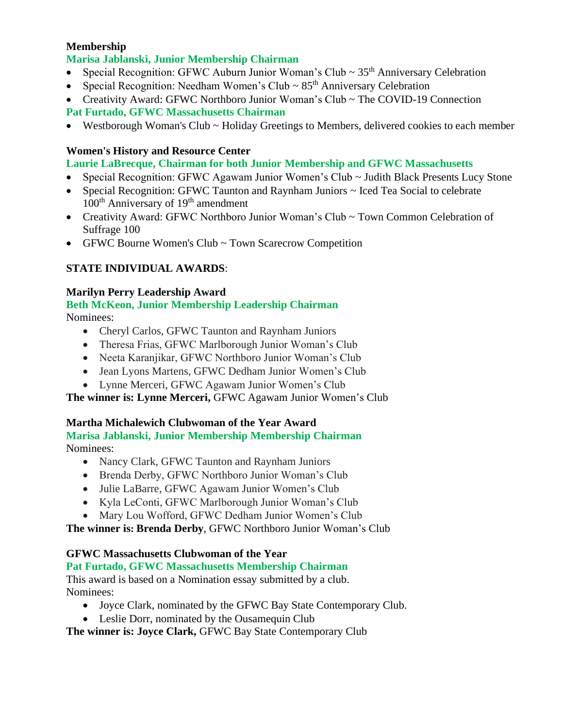**Membership**

**Marisa Jablanski, Junior Membership Chairman**

- Special Recognition: GFWC Auburn Junior Woman's Club ~ 35th Anniversary Celebration
- Special Recognition: Needham Women's Club ~ 85th Anniversary Celebration
- Creativity Award: GFWC Northboro Junior Woman's Club ~ The COVID-19 Connection

**Pat Furtado, GFWC Massachusetts Chairman**

- Westborough Woman's Club ~ Holiday Greetings to Members, delivered cookies to each member

**Women's History and Resource Center**

**Laurie LaBrecque, Chairman for both Junior Membership and GFWC Massachusetts**

- Special Recognition: GFWC Agawam Junior Women's Club ~ Judith Black Presents Lucy Stone
- Special Recognition: GFWC Taunton and Raynham Juniors ~ Iced Tea Social to celebrate 100th Anniversary of 19th amendment
- Creativity Award: GFWC Northboro Junior Woman's Club ~ Town Common Celebration of Suffrage 100
- GFWC Bourne Women's Club ~ Town Scarecrow Competition

**STATE INDIVIDUAL AWARDS**:

**Marilyn Perry Leadership Award**

**Beth McKeon, Junior Membership Leadership Chairman**

Nominees:

- Cheryl Carlos, GFWC Taunton and Raynham Juniors
- Theresa Frias, GFWC Marlborough Junior Woman's Club
- Neeta Karanjikar, GFWC Northboro Junior Woman's Club
- Jean Lyons Martens, GFWC Dedham Junior Women's Club
- Lynne Merceri, GFWC Agawam Junior Women's Club

**The winner is: Lynne Merceri,** GFWC Agawam Junior Women's Club

**Martha Michalewich Clubwoman of the Year Award**

**Marisa Jablanski, Junior Membership Membership Chairman**

Nominees:

- Nancy Clark, GFWC Taunton and Raynham Juniors
- Brenda Derby, GFWC Northboro Junior Woman's Club
- Julie LaBarre, GFWC Agawam Junior Women's Club
- Kyla LeConti, GFWC Marlborough Junior Woman's Club
- Mary Lou Wofford, GFWC Dedham Junior Women's Club

**The winner is: Brenda Derby**, GFWC Northboro Junior Woman's Club

**GFWC Massachusetts Clubwoman of the Year**

**Pat Furtado, GFWC Massachusetts Membership Chairman**

This award is based on a Nomination essay submitted by a club.

Nominees:

- Joyce Clark, nominated by the GFWC Bay State Contemporary Club.
- Leslie Dorr, nominated by the Ousamequin Club

**The winner is: Joyce Clark,** GFWC Bay State Contemporary Club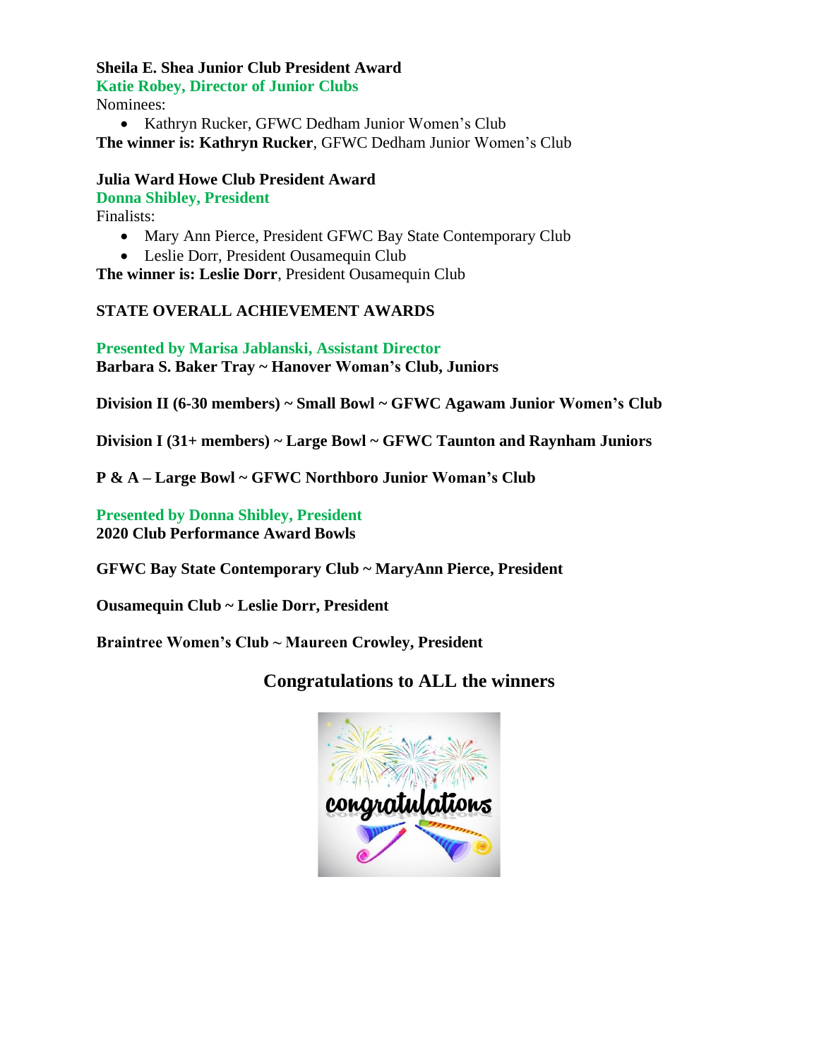**Sheila E. Shea Junior Club President Award**
**Katie Robey, Director of Junior Clubs**
Nominees:

- Kathryn Rucker, GFWC Dedham Junior Women's Club

**The winner is: Kathryn Rucker**, GFWC Dedham Junior Women's Club

**Julia Ward Howe Club President Award**
**Donna Shibley, President**
Finalists:

- Mary Ann Pierce, President GFWC Bay State Contemporary Club
- Leslie Dorr, President Ousamequin Club

**The winner is: Leslie Dorr**, President Ousamequin Club

**STATE OVERALL ACHIEVEMENT AWARDS**

**Presented by Marisa Jablanski, Assistant Director**
**Barbara S. Baker Tray ~ Hanover Woman's Club, Juniors**

**Division II (6-30 members) ~ Small Bowl ~ GFWC Agawam Junior Women's Club**

**Division I (31+ members) ~ Large Bowl ~ GFWC Taunton and Raynham Juniors**

**P & A – Large Bowl ~ GFWC Northboro Junior Woman's Club**

**Presented by Donna Shibley, President**
**2020 Club Performance Award Bowls**

**GFWC Bay State Contemporary Club ~ MaryAnn Pierce, President**

**Ousamequin Club ~ Leslie Dorr, President**

**Braintree Women's Club ~ Maureen Crowley, President**

## Congratulations to ALL the winners